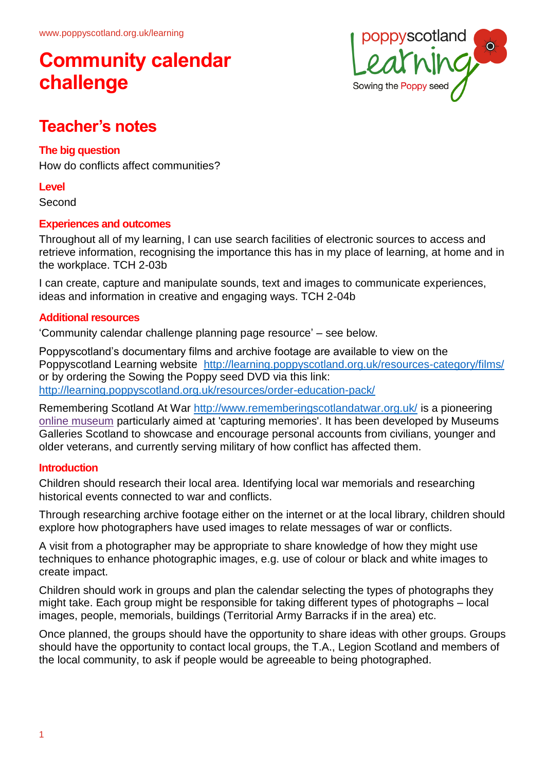www.poppyscotland.org.uk/learning

# Community calendar challenge

## Teacher's notes

### The big question

How do conflicts affect communities?

### Level

Second

### Experiences and outcomes

Throughout all of my learning, I can use search facilities of electronic sources to access and retrieve information, recognising the importance this has in my place of learning, at home and in the workplace. TCH 2-03b

I can create, capture and manipulate sounds, text and images to communicate experiences, ideas and information in creative and engaging ways. TCH 2-04b

### Additional resources

'Community calendar challenge planning page resource' – see below.

Poppyscotland's documentary films and archive footage are available to view on the Poppyscotland Learning website http://learning.poppyscotland.org.uk/resources-category/films/ or by ordering the Sowing the Poppy seed DVD via this link: http://learning.poppyscotland.org.uk/resources/order-education-pack/

Remembering Scotland At War http://www.rememberingscotlandatwar.org.uk/ is a pioneering online museum particularly aimed at 'capturing memories'. It has been developed by Museums Galleries Scotland to showcase and encourage personal accounts from civilians, younger and older veterans, and currently serving military of how conflict has affected them.

### Introduction

Children should research their local area. Identifying local war memorials and researching historical events connected to war and conflicts.

Through researching archive footage either on the internet or at the local library, children should explore how photographers have used images to relate messages of war or conflicts.

A visit from a photographer may be appropriate to share knowledge of how they might use techniques to enhance photographic images, e.g. use of colour or black and white images to create impact.

Children should work in groups and plan the calendar selecting the types of photographs they might take. Each group might be responsible for taking different types of photographs – local images, people, memorials, buildings (Territorial Army Barracks if in the area) etc.

Once planned, the groups should have the opportunity to share ideas with other groups. Groups should have the opportunity to contact local groups, the T.A., Legion Scotland and members of the local community, to ask if people would be agreeable to being photographed.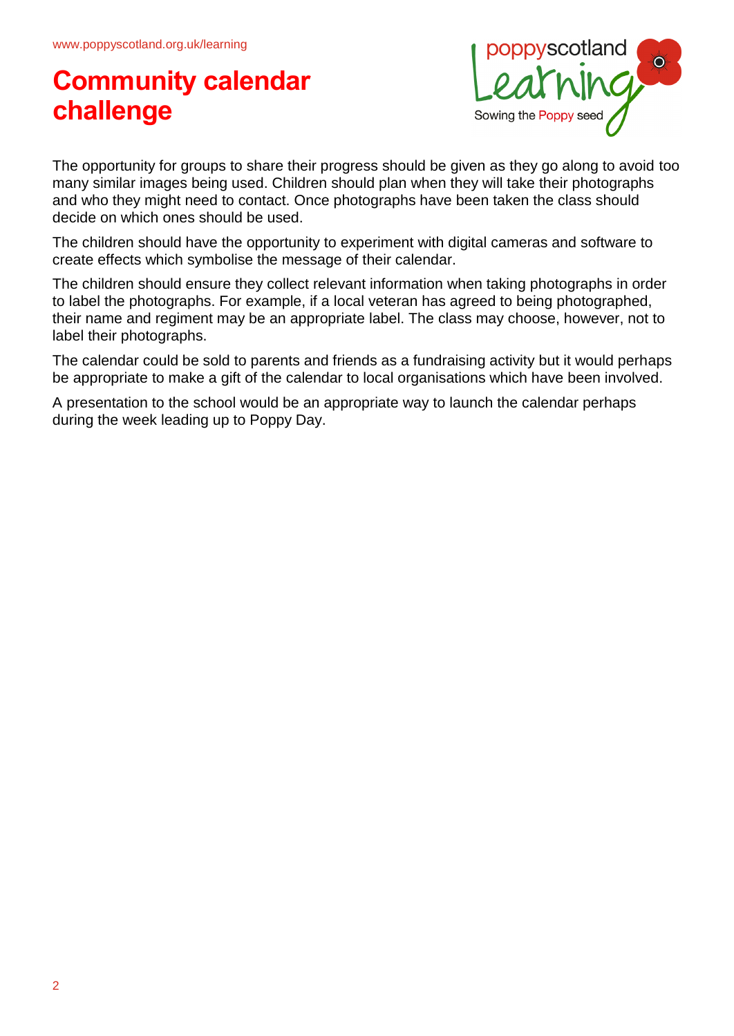# Community calendar challenge

The opportunity for groups to share their progress should be given as they go along to avoid too many similar images being used. Children should plan when they will take their photographs and who they might need to contact. Once photographs have been taken the class should decide on which ones should be used.

The children should have the opportunity to experiment with digital cameras and software to create effects which symbolise the message of their calendar.

The children should ensure they collect relevant information when taking photographs in order to label the photographs. For example, if a local veteran has agreed to being photographed, their name and regiment may be an appropriate label. The class may choose, however, not to label their photographs.

The calendar could be sold to parents and friends as a fundraising activity but it would perhaps be appropriate to make a gift of the calendar to local organisations which have been involved.

A presentation to the school would be an appropriate way to launch the calendar perhaps during the week leading up to Poppy Day.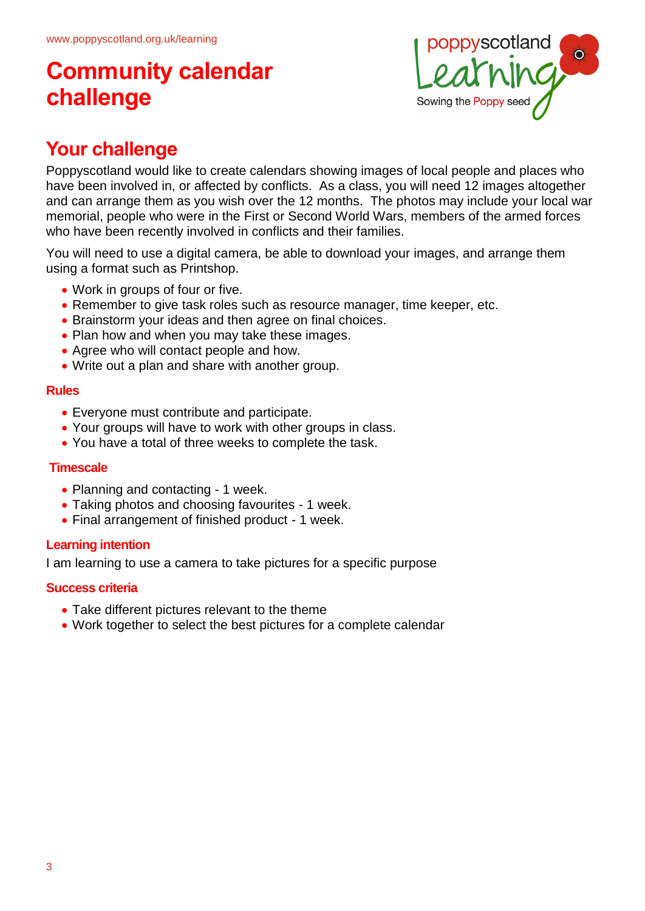# Community calendar challenge

## Your challenge

Poppyscotland would like to create calendars showing images of local people and places who have been involved in, or affected by conflicts. As a class, you will need 12 images altogether and can arrange them as you wish over the 12 months. The photos may include your local war memorial, people who were in the First or Second World Wars, members of the armed forces who have been recently involved in conflicts and their families.

You will need to use a digital camera, be able to download your images, and arrange them using a format such as Printshop.

- Work in groups of four or five.
- Remember to give task roles such as resource manager, time keeper, etc.
- Brainstorm your ideas and then agree on final choices.
- Plan how and when you may take these images.
- Agree who will contact people and how.
- Write out a plan and share with another group.

### Rules

- Everyone must contribute and participate.
- Your groups will have to work with other groups in class.
- You have a total of three weeks to complete the task.

### Timescale

- Planning and contacting - 1 week.
- Taking photos and choosing favourites - 1 week.
- Final arrangement of finished product - 1 week.

### Learning intention

I am learning to use a camera to take pictures for a specific purpose

### Success criteria

- Take different pictures relevant to the theme
- Work together to select the best pictures for a complete calendar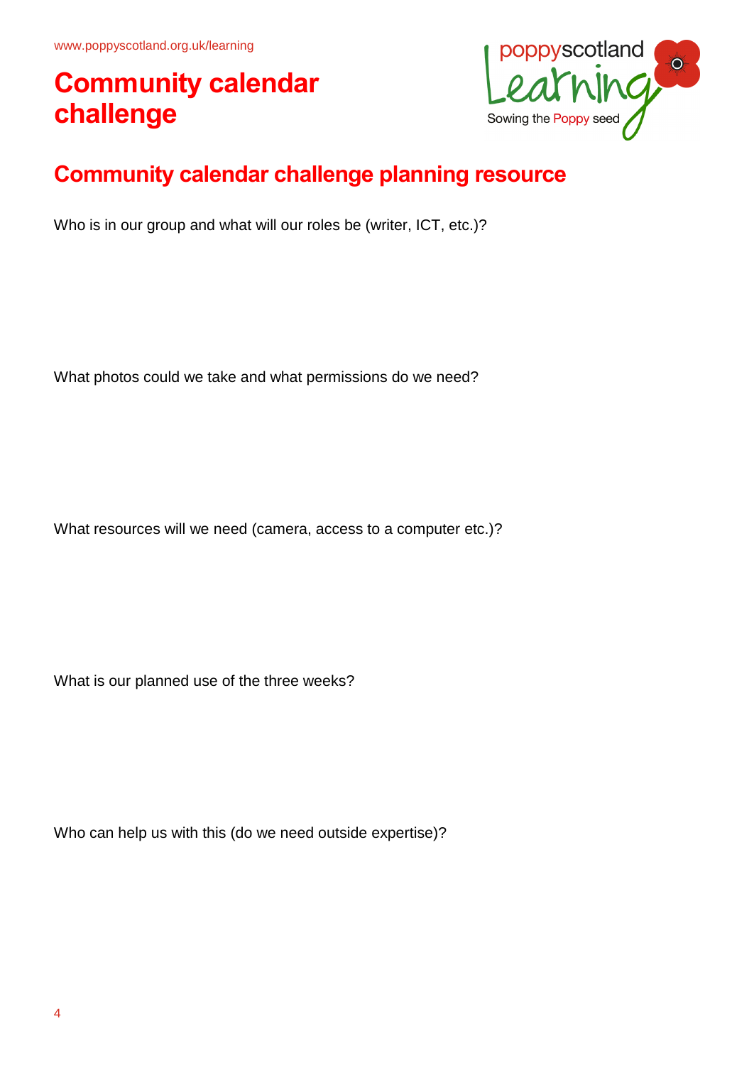# Community calendar challenge

## Community calendar challenge planning resource

Who is in our group and what will our roles be (writer, ICT, etc.)?

What photos could we take and what permissions do we need?

What resources will we need (camera, access to a computer etc.)?

What is our planned use of the three weeks?

Who can help us with this (do we need outside expertise)?